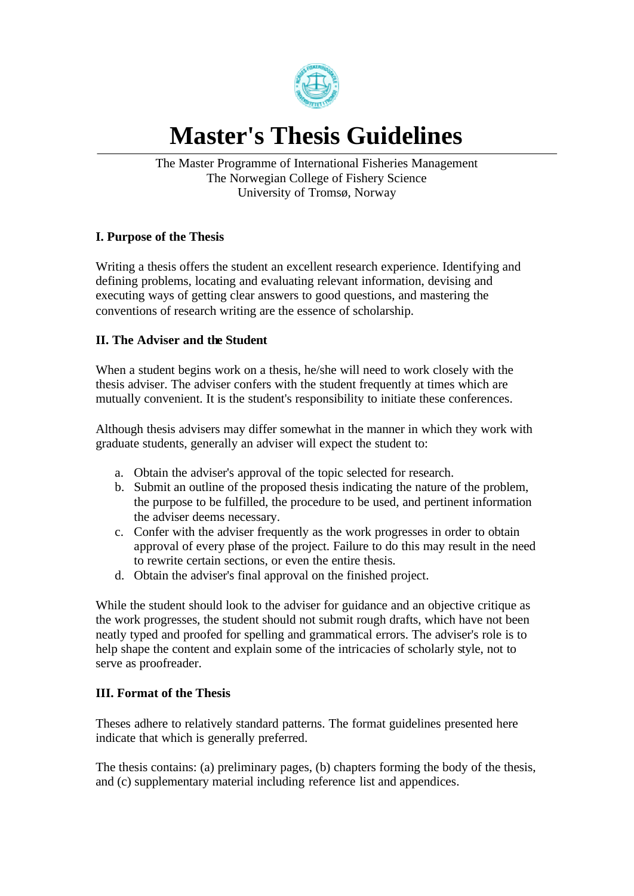# Master's Thesis Guidelines

The Master Programme of International Fisheries Management
The Norwegian College of Fishery Science
University of Tromsø, Norway

## I. Purpose of the Thesis

Writing a thesis offers the student an excellent research experience. Identifying and defining problems, locating and evaluating relevant information, devising and executing ways of getting clear answers to good questions, and mastering the conventions of research writing are the essence of scholarship.

## II. The Adviser and the Student

When a student begins work on a thesis, he/she will need to work closely with the thesis adviser. The adviser confers with the student frequently at times which are mutually convenient. It is the student's responsibility to initiate these conferences.

Although thesis advisers may differ somewhat in the manner in which they work with graduate students, generally an adviser will expect the student to:

a. Obtain the adviser's approval of the topic selected for research.
b. Submit an outline of the proposed thesis indicating the nature of the problem, the purpose to be fulfilled, the procedure to be used, and pertinent information the adviser deems necessary.
c. Confer with the adviser frequently as the work progresses in order to obtain approval of every phase of the project. Failure to do this may result in the need to rewrite certain sections, or even the entire thesis.
d. Obtain the adviser's final approval on the finished project.

While the student should look to the adviser for guidance and an objective critique as the work progresses, the student should not submit rough drafts, which have not been neatly typed and proofed for spelling and grammatical errors. The adviser's role is to help shape the content and explain some of the intricacies of scholarly style, not to serve as proofreader.

## III. Format of the Thesis

Theses adhere to relatively standard patterns. The format guidelines presented here indicate that which is generally preferred.

The thesis contains: (a) preliminary pages, (b) chapters forming the body of the thesis, and (c) supplementary material including reference list and appendices.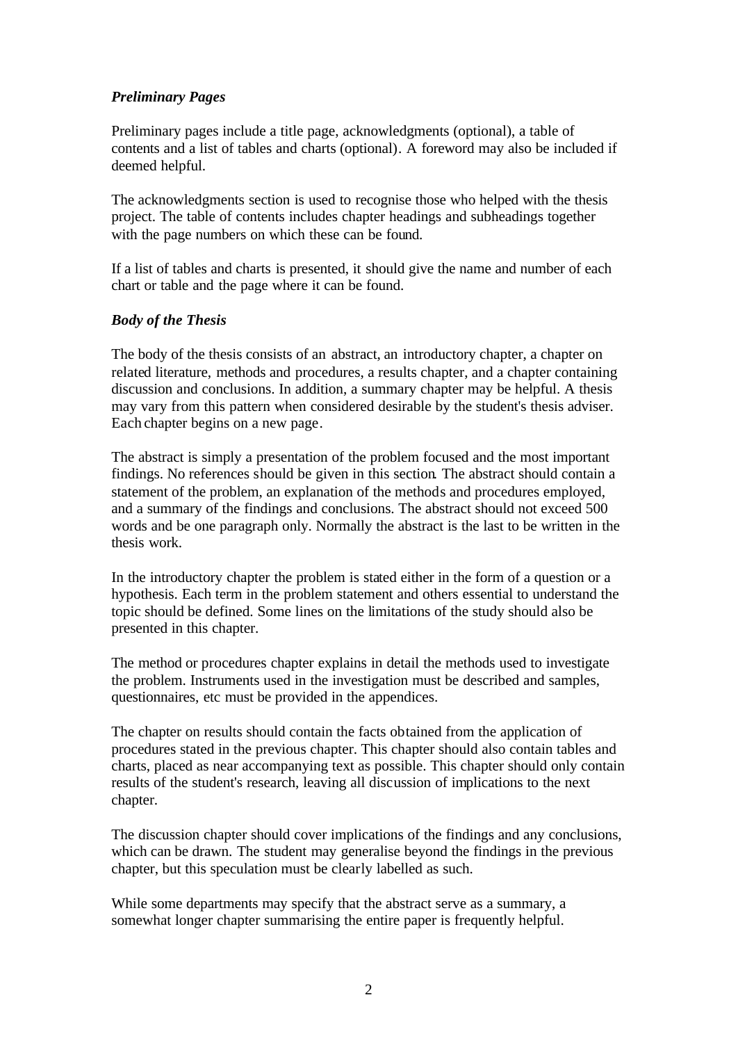### *Preliminary Pages*

Preliminary pages include a title page, acknowledgments (optional), a table of contents and a list of tables and charts (optional). A foreword may also be included if deemed helpful.

The acknowledgments section is used to recognise those who helped with the thesis project. The table of contents includes chapter headings and subheadings together with the page numbers on which these can be found.

If a list of tables and charts is presented, it should give the name and number of each chart or table and the page where it can be found.

### *Body of the Thesis*

The body of the thesis consists of an abstract, an introductory chapter, a chapter on related literature, methods and procedures, a results chapter, and a chapter containing discussion and conclusions. In addition, a summary chapter may be helpful. A thesis may vary from this pattern when considered desirable by the student's thesis adviser. Each chapter begins on a new page.

The abstract is simply a presentation of the problem focused and the most important findings. No references should be given in this section. The abstract should contain a statement of the problem, an explanation of the methods and procedures employed, and a summary of the findings and conclusions. The abstract should not exceed 500 words and be one paragraph only. Normally the abstract is the last to be written in the thesis work.

In the introductory chapter the problem is stated either in the form of a question or a hypothesis. Each term in the problem statement and others essential to understand the topic should be defined. Some lines on the limitations of the study should also be presented in this chapter.

The method or procedures chapter explains in detail the methods used to investigate the problem. Instruments used in the investigation must be described and samples, questionnaires, etc must be provided in the appendices.

The chapter on results should contain the facts obtained from the application of procedures stated in the previous chapter. This chapter should also contain tables and charts, placed as near accompanying text as possible. This chapter should only contain results of the student's research, leaving all discussion of implications to the next chapter.

The discussion chapter should cover implications of the findings and any conclusions, which can be drawn. The student may generalise beyond the findings in the previous chapter, but this speculation must be clearly labelled as such.

While some departments may specify that the abstract serve as a summary, a somewhat longer chapter summarising the entire paper is frequently helpful.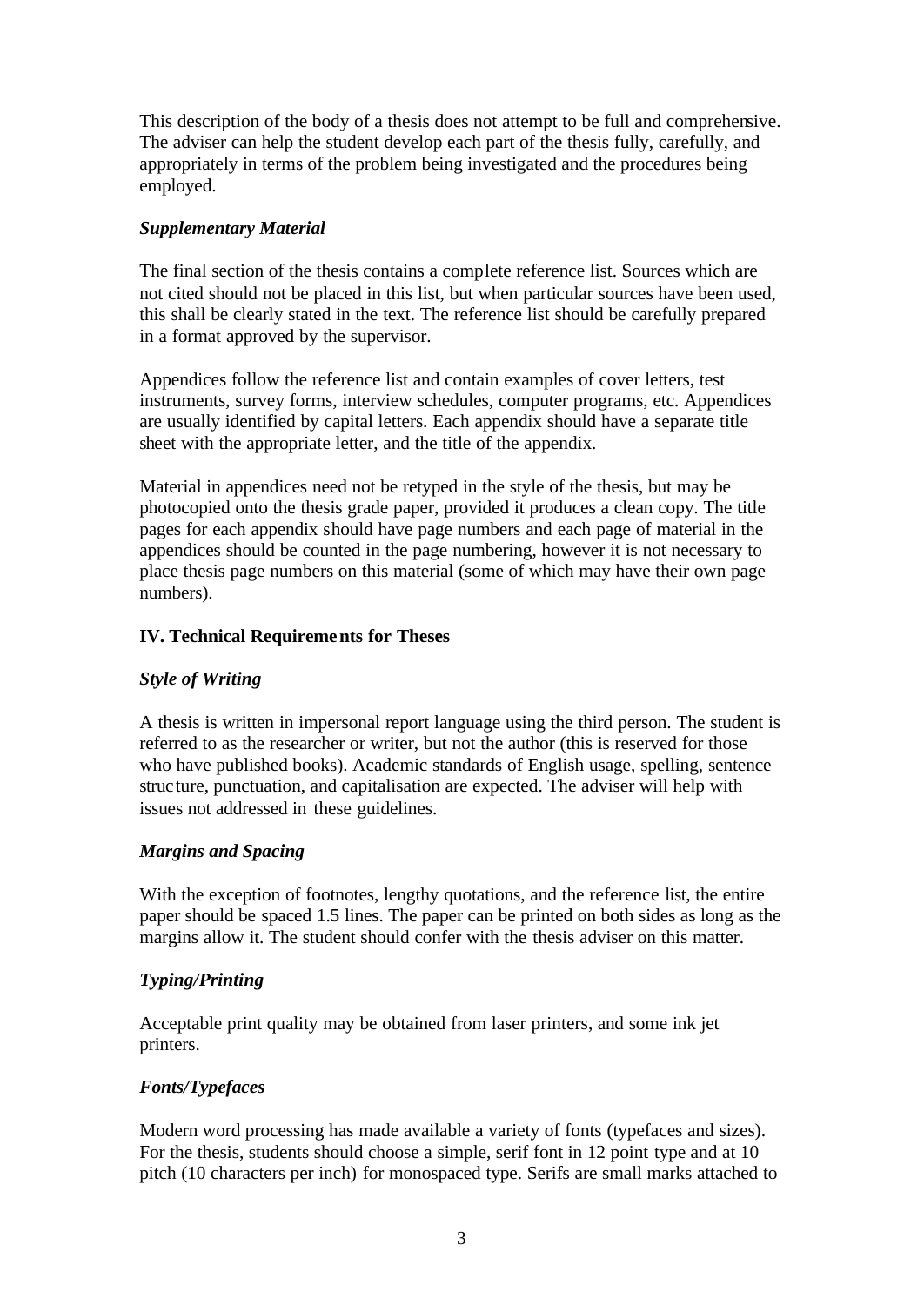This description of the body of a thesis does not attempt to be full and comprehensive. The adviser can help the student develop each part of the thesis fully, carefully, and appropriately in terms of the problem being investigated and the procedures being employed.

### *Supplementary Material*

The final section of the thesis contains a complete reference list. Sources which are not cited should not be placed in this list, but when particular sources have been used, this shall be clearly stated in the text. The reference list should be carefully prepared in a format approved by the supervisor.

Appendices follow the reference list and contain examples of cover letters, test instruments, survey forms, interview schedules, computer programs, etc. Appendices are usually identified by capital letters. Each appendix should have a separate title sheet with the appropriate letter, and the title of the appendix.

Material in appendices need not be retyped in the style of the thesis, but may be photocopied onto the thesis grade paper, provided it produces a clean copy. The title pages for each appendix should have page numbers and each page of material in the appendices should be counted in the page numbering, however it is not necessary to place thesis page numbers on this material (some of which may have their own page numbers).

## IV. Technical Requirements for Theses

### *Style of Writing*

A thesis is written in impersonal report language using the third person. The student is referred to as the researcher or writer, but not the author (this is reserved for those who have published books). Academic standards of English usage, spelling, sentence structure, punctuation, and capitalisation are expected. The adviser will help with issues not addressed in these guidelines.

### *Margins and Spacing*

With the exception of footnotes, lengthy quotations, and the reference list, the entire paper should be spaced 1.5 lines. The paper can be printed on both sides as long as the margins allow it. The student should confer with the thesis adviser on this matter.

### *Typing/Printing*

Acceptable print quality may be obtained from laser printers, and some ink jet printers.

### *Fonts/Typefaces*

Modern word processing has made available a variety of fonts (typefaces and sizes). For the thesis, students should choose a simple, serif font in 12 point type and at 10 pitch (10 characters per inch) for monospaced type. Serifs are small marks attached to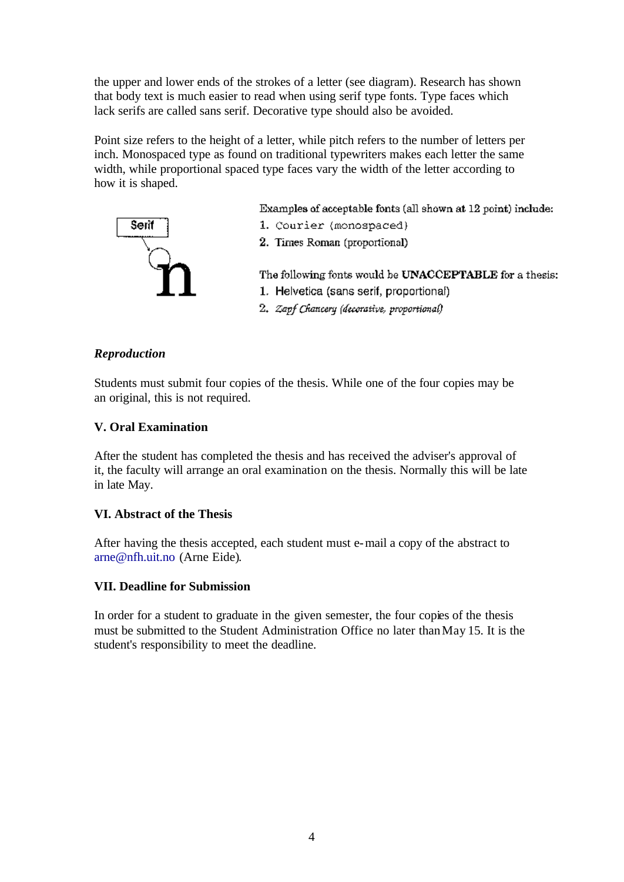the upper and lower ends of the strokes of a letter (see diagram). Research has shown that body text is much easier to read when using serif type fonts. Type faces which lack serifs are called sans serif. Decorative type should also be avoided.

Point size refers to the height of a letter, while pitch refers to the number of letters per inch. Monospaced type as found on traditional typewriters makes each letter the same width, while proportional spaced type faces vary the width of the letter according to how it is shaped.

Serif

n

Examples of acceptable fonts (all shown at 12 point) include:

1. Courier (monospaced)
2. Times Roman (proportional)

The following fonts would be **UNACCEPTABLE** for a thesis:

1. Helvetica (sans serif, proportional)
2. *Zapf Chancery (decorative, proportional)*

### *Reproduction*

Students must submit four copies of the thesis. While one of the four copies may be an original, this is not required.

## V. Oral Examination

After the student has completed the thesis and has received the adviser's approval of it, the faculty will arrange an oral examination on the thesis. Normally this will be late in late May.

## VI. Abstract of the Thesis

After having the thesis accepted, each student must e-mail a copy of the abstract to arne@nfh.uit.no (Arne Eide).

## VII. Deadline for Submission

In order for a student to graduate in the given semester, the four copies of the thesis must be submitted to the Student Administration Office no later than May 15. It is the student's responsibility to meet the deadline.